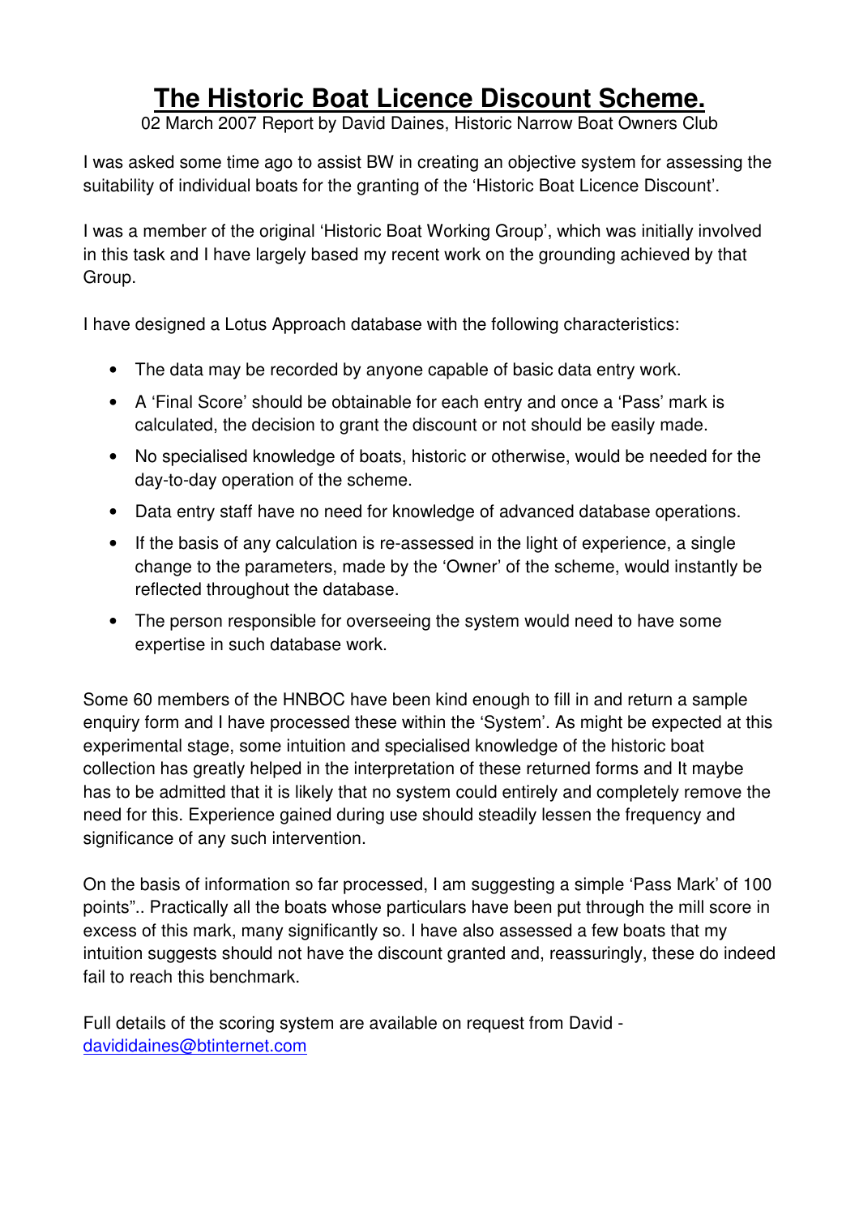# The Historic Boat Licence Discount Scheme.

02 March 2007 Report by David Daines, Historic Narrow Boat Owners Club

I was asked some time ago to assist BW in creating an objective system for assessing the suitability of individual boats for the granting of the 'Historic Boat Licence Discount'.

I was a member of the original 'Historic Boat Working Group', which was initially involved in this task and I have largely based my recent work on the grounding achieved by that Group.

I have designed a Lotus Approach database with the following characteristics:

- The data may be recorded by anyone capable of basic data entry work.
- A 'Final Score' should be obtainable for each entry and once a 'Pass' mark is calculated, the decision to grant the discount or not should be easily made.
- No specialised knowledge of boats, historic or otherwise, would be needed for the day-to-day operation of the scheme.
- Data entry staff have no need for knowledge of advanced database operations.
- If the basis of any calculation is re-assessed in the light of experience, a single change to the parameters, made by the 'Owner' of the scheme, would instantly be reflected throughout the database.
- The person responsible for overseeing the system would need to have some expertise in such database work.

Some 60 members of the HNBOC have been kind enough to fill in and return a sample enquiry form and I have processed these within the 'System'. As might be expected at this experimental stage, some intuition and specialised knowledge of the historic boat collection has greatly helped in the interpretation of these returned forms and It maybe has to be admitted that it is likely that no system could entirely and completely remove the need for this. Experience gained during use should steadily lessen the frequency and significance of any such intervention.

On the basis of information so far processed, I am suggesting a simple 'Pass Mark' of 100 points".. Practically all the boats whose particulars have been put through the mill score in excess of this mark, many significantly so. I have also assessed a few boats that my intuition suggests should not have the discount granted and, reassuringly, these do indeed fail to reach this benchmark.

Full details of the scoring system are available on request from David - [davididaines@btinternet.com](mailto:davididaines@btinternet.com)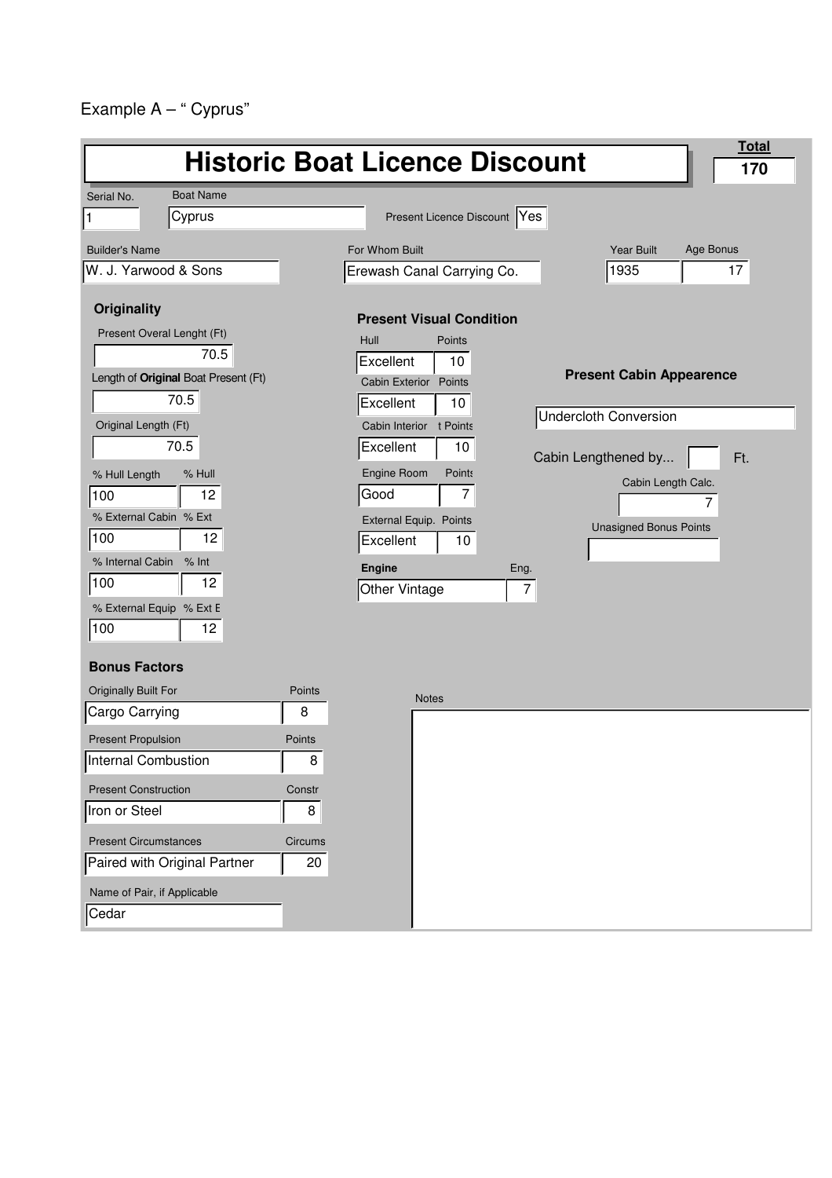Example A – " Cyprus"

# Historic Boat Licence Discount

**Total**: 170

| Serial No. | Boat Name | Present Licence Discount |
|---|---|---|
| 1 | Cyprus | Yes |

| Builder's Name | For Whom Built | Year Built | Age Bonus |
|---|---|---|---|
| W. J. Yarwood & Sons | Erewash Canal Carrying Co. | 1935 | 17 |

## Originality

Present Overal Lenght (Ft): 70.5

Length of **Original** Boat Present (Ft): 70.5

Original Length (Ft): 70.5

| % Hull Length | % Hull |
|---|---|
| 100 | 12 |

| % External Cabin | % Ext |
|---|---|
| 100 | 12 |

| % Internal Cabin | % Int |
|---|---|
| 100 | 12 |

| % External Equip | % Ext E |
|---|---|
| 100 | 12 |

## Present Visual Condition

| Hull | Points |
|---|---|
| Excellent | 10 |

| Cabin Exterior | Points |
|---|---|
| Excellent | 10 |

| Cabin Interior | t Points |
|---|---|
| Excellent | 10 |

| Engine Room | Points |
|---|---|
| Good | 7 |

| External Equip. | Points |
|---|---|
| Excellent | 10 |

| **Engine** | Eng. |
|---|---|
| Other Vintage | 7 |

## Present Cabin Appearence

Undercloth Conversion

Cabin Lengthened by... Ft.

Cabin Length Calc.: 7

Unasigned Bonus Points:

## Bonus Factors

| Originally Built For | Points |
|---|---|
| Cargo Carrying | 8 |

| Present Propulsion | Points |
|---|---|
| Internal Combustion | 8 |

| Present Construction | Constr |
|---|---|
| Iron or Steel | 8 |

| Present Circumstances | Circums |
|---|---|
| Paired with Original Partner | 20 |

Name of Pair, if Applicable: Cedar

Notes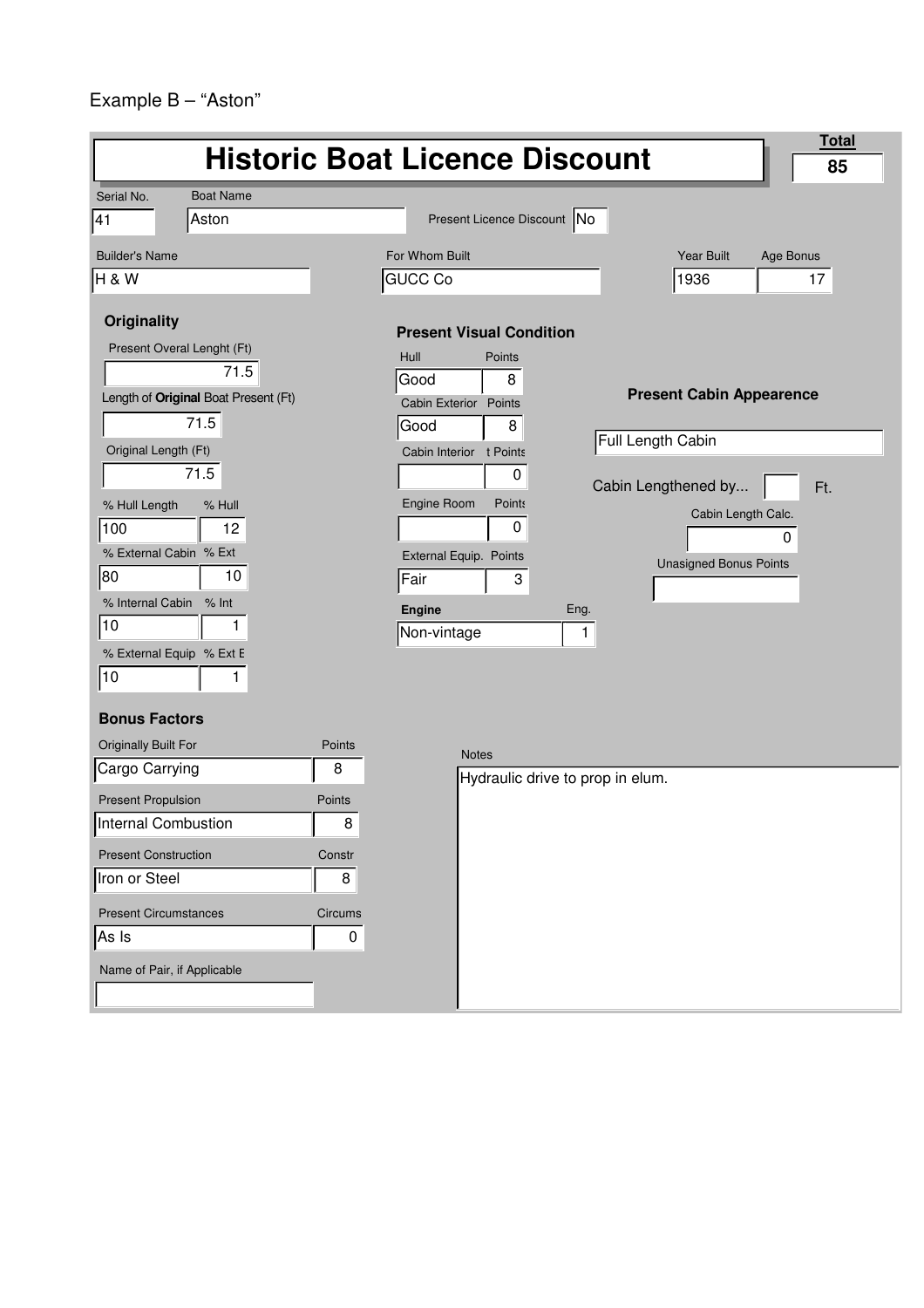Example B – "Aston"

# Historic Boat Licence Discount

**Total**
85

| Serial No. | Boat Name | Present Licence Discount |
|---|---|---|
| 41 | Aston | No |

| Builder's Name | For Whom Built | Year Built | Age Bonus |
|---|---|---|---|
| H & W | GUCC Co | 1936 | 17 |

## Originality

Present Overal Lenght (Ft): 71.5

Length of **Original** Boat Present (Ft): 71.5

Original Length (Ft): 71.5

| % Hull Length | % Hull |
|---|---|
| 100 | 12 |
| **% External Cabin** | **% Ext** |
| 80 | 10 |
| **% Internal Cabin** | **% Int** |
| 10 | 1 |
| **% External Equip** | **% Ext E** |
| 10 | 1 |

## Present Visual Condition

| | | Points |
|---|---|---|
| Hull | Good | 8 |
| Cabin Exterior | Good | 8 |
| Cabin Interior | | 0 |
| Engine Room | | 0 |
| External Equip. | Fair | 3 |
| Engine | Non-vintage | 1 |

## Present Cabin Appearence

Full Length Cabin

Cabin Lengthened by... Ft.

Cabin Length Calc.: 0

Unasigned Bonus Points:

## Bonus Factors

| | | Points |
|---|---|---|
| Originally Built For | Cargo Carrying | 8 |
| Present Propulsion | Internal Combustion | 8 |
| Present Construction | Iron or Steel | 8 |
| Present Circumstances | As Is | 0 |

Name of Pair, if Applicable:

Notes

Hydraulic drive to prop in elum.